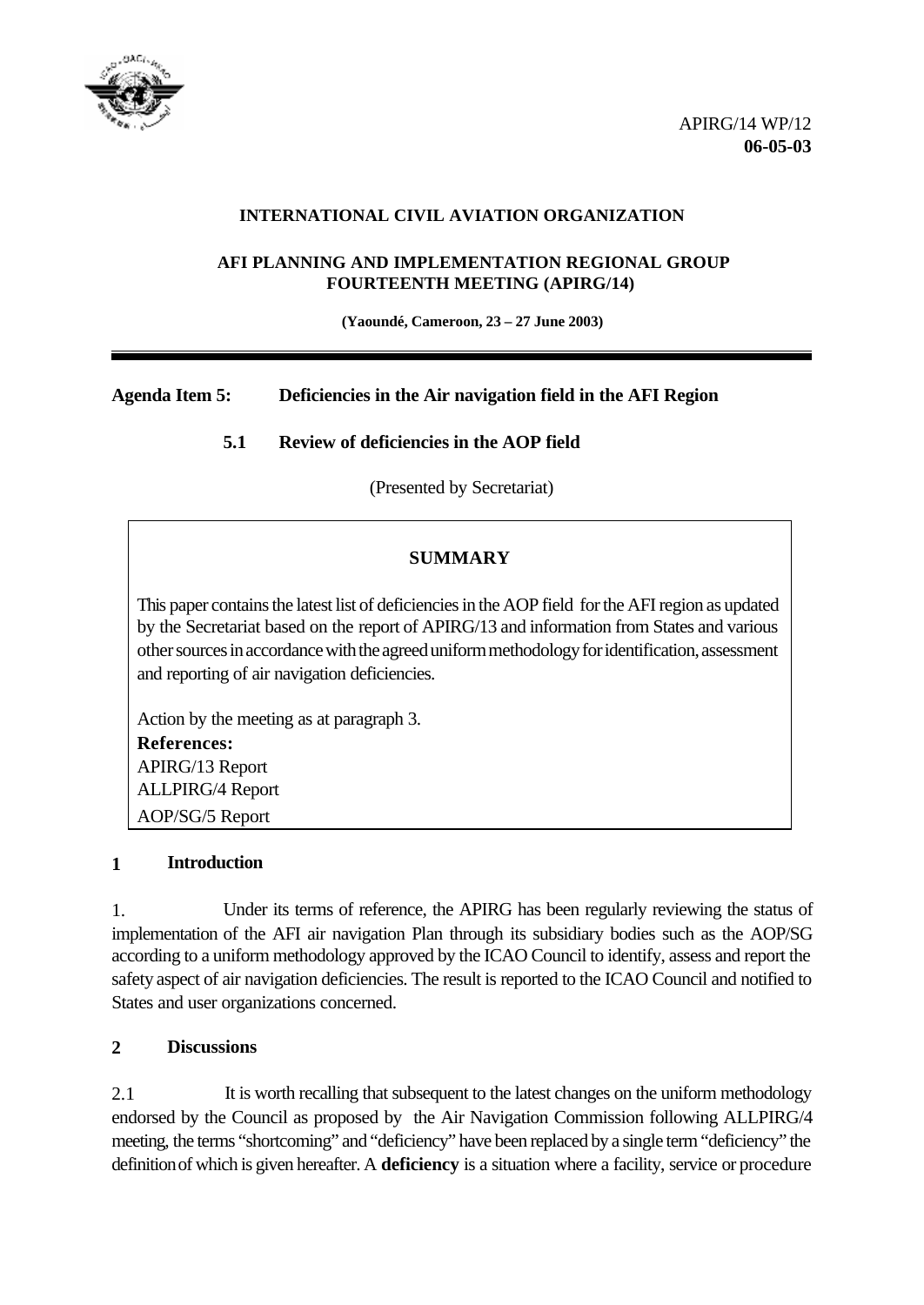APIRG/14 WP/12
**06-05-03**

**INTERNATIONAL CIVIL AVIATION ORGANIZATION**

**AFI PLANNING AND IMPLEMENTATION REGIONAL GROUP FOURTEENTH MEETING (APIRG/14)**

**(Yaoundé, Cameroon, 23 – 27 June 2003)**

---

**Agenda Item 5: Deficiencies in the Air navigation field in the AFI Region**

**5.1 Review of deficiencies in the AOP field**

(Presented by Secretariat)

> **SUMMARY**
>
> This paper contains the latest list of deficiencies in the AOP field for the AFI region as updated by the Secretariat based on the report of APIRG/13 and information from States and various other sources in accordance with the agreed uniform methodology for identification, assessment and reporting of air navigation deficiencies.
>
> Action by the meeting as at paragraph 3.
>
> **References:**
> APIRG/13 Report
> ALLPIRG/4 Report
> AOP/SG/5 Report

## 1 Introduction

1. Under its terms of reference, the APIRG has been regularly reviewing the status of implementation of the AFI air navigation Plan through its subsidiary bodies such as the AOP/SG according to a uniform methodology approved by the ICAO Council to identify, assess and report the safety aspect of air navigation deficiencies. The result is reported to the ICAO Council and notified to States and user organizations concerned.

## 2 Discussions

2.1 It is worth recalling that subsequent to the latest changes on the uniform methodology endorsed by the Council as proposed by the Air Navigation Commission following ALLPIRG/4 meeting, the terms "shortcoming" and "deficiency" have been replaced by a single term "deficiency" the definition of which is given hereafter. A **deficiency** is a situation where a facility, service or procedure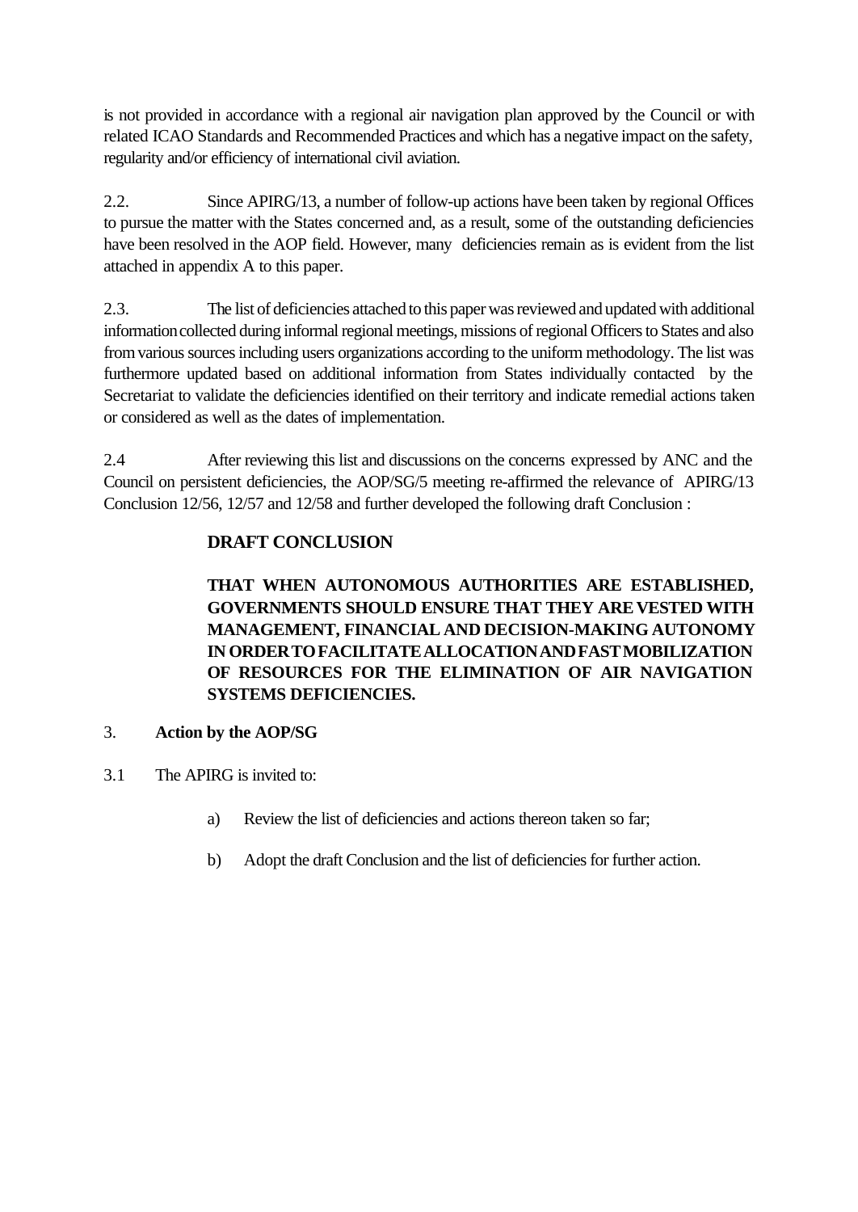is not provided in accordance with a regional air navigation plan approved by the Council or with related ICAO Standards and Recommended Practices and which has a negative impact on the safety, regularity and/or efficiency of international civil aviation.

2.2. Since APIRG/13, a number of follow-up actions have been taken by regional Offices to pursue the matter with the States concerned and, as a result, some of the outstanding deficiencies have been resolved in the AOP field. However, many deficiencies remain as is evident from the list attached in appendix A to this paper.

2.3. The list of deficiencies attached to this paper was reviewed and updated with additional information collected during informal regional meetings, missions of regional Officers to States and also from various sources including users organizations according to the uniform methodology. The list was furthermore updated based on additional information from States individually contacted by the Secretariat to validate the deficiencies identified on their territory and indicate remedial actions taken or considered as well as the dates of implementation.

2.4 After reviewing this list and discussions on the concerns expressed by ANC and the Council on persistent deficiencies, the AOP/SG/5 meeting re-affirmed the relevance of APIRG/13 Conclusion 12/56, 12/57 and 12/58 and further developed the following draft Conclusion :

**DRAFT CONCLUSION**

**THAT WHEN AUTONOMOUS AUTHORITIES ARE ESTABLISHED, GOVERNMENTS SHOULD ENSURE THAT THEY ARE VESTED WITH MANAGEMENT, FINANCIAL AND DECISION-MAKING AUTONOMY IN ORDER TO FACILITATE ALLOCATION AND FAST MOBILIZATION OF RESOURCES FOR THE ELIMINATION OF AIR NAVIGATION SYSTEMS DEFICIENCIES.**

## 3. Action by the AOP/SG

3.1 The APIRG is invited to:

a) Review the list of deficiencies and actions thereon taken so far;

b) Adopt the draft Conclusion and the list of deficiencies for further action.